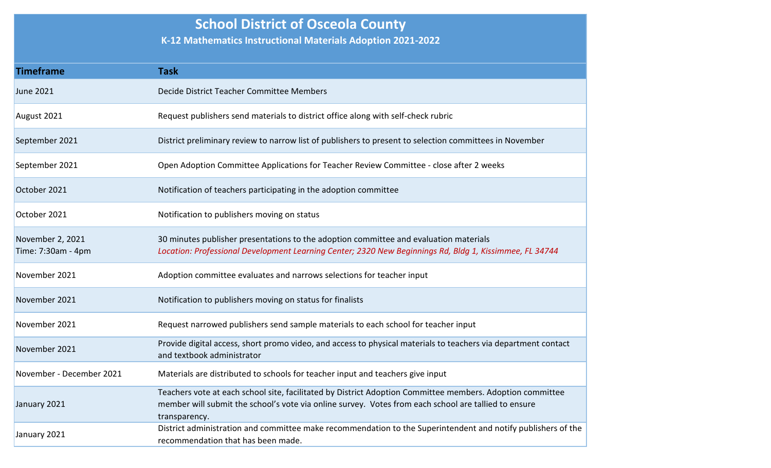# School District of Osceola County

## K-12 Mathematics Instructional Materials Adoption 2021-2022

| Timeframe | Task |
|---|---|
| June 2021 | Decide District Teacher Committee Members |
| August 2021 | Request publishers send materials to district office along with self-check rubric |
| September 2021 | District preliminary review to narrow list of publishers to present to selection committees in November |
| September 2021 | Open Adoption Committee Applications for Teacher Review Committee - close after 2 weeks |
| October 2021 | Notification of teachers participating in the adoption committee |
| October 2021 | Notification to publishers moving on status |
| November 2, 2021<br>Time: 7:30am - 4pm | 30 minutes publisher presentations to the adoption committee and evaluation materials<br>*Location: Professional Development Learning Center; 2320 New Beginnings Rd, Bldg 1, Kissimmee, FL 34744* |
| November 2021 | Adoption committee evaluates and narrows selections for teacher input |
| November 2021 | Notification to publishers moving on status for finalists |
| November 2021 | Request narrowed publishers send sample materials to each school for teacher input |
| November 2021 | Provide digital access, short promo video, and access to physical materials to teachers via department contact and textbook administrator |
| November - December 2021 | Materials are distributed to schools for teacher input and teachers give input |
| January 2021 | Teachers vote at each school site, facilitated by District Adoption Committee members. Adoption committee member will submit the school's vote via online survey. Votes from each school are tallied to ensure transparency. |
| January 2021 | District administration and committee make recommendation to the Superintendent and notify publishers of the recommendation that has been made. |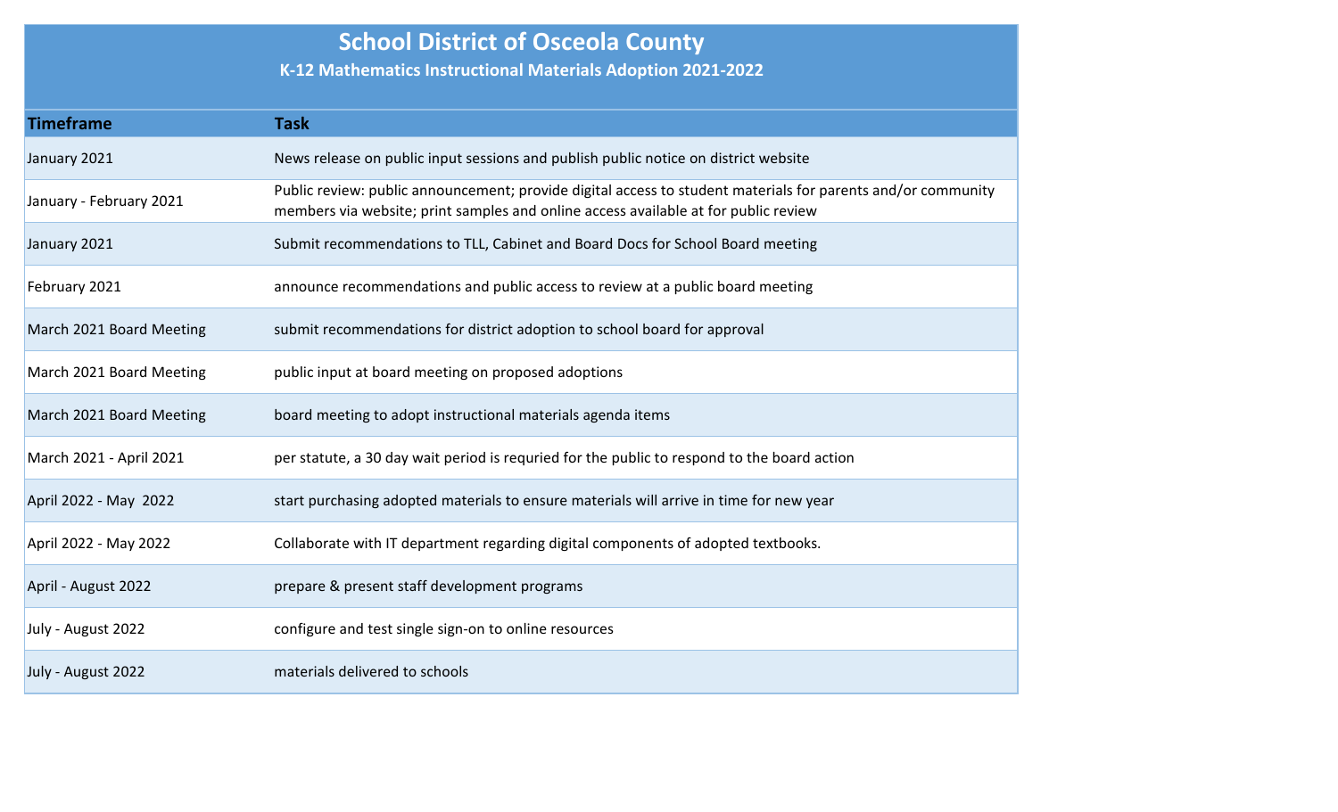# School District of Osceola County

## K-12 Mathematics Instructional Materials Adoption 2021-2022

| Timeframe | Task |
|---|---|
| January 2021 | News release on public input sessions and publish public notice on district website |
| January - February 2021 | Public review: public announcement; provide digital access to student materials for parents and/or community members via website; print samples and online access available at for public review |
| January 2021 | Submit recommendations to TLL, Cabinet and Board Docs for School Board meeting |
| February 2021 | announce recommendations and public access to review at a public board meeting |
| March 2021 Board Meeting | submit recommendations for district adoption to school board for approval |
| March 2021 Board Meeting | public input at board meeting on proposed adoptions |
| March 2021 Board Meeting | board meeting to adopt instructional materials agenda items |
| March 2021 - April 2021 | per statute, a 30 day wait period is requried for the public to respond to the board action |
| April 2022 - May 2022 | start purchasing adopted materials to ensure materials will arrive in time for new year |
| April 2022 - May 2022 | Collaborate with IT department regarding digital components of adopted textbooks. |
| April - August 2022 | prepare & present staff development programs |
| July - August 2022 | configure and test single sign-on to online resources |
| July - August 2022 | materials delivered to schools |